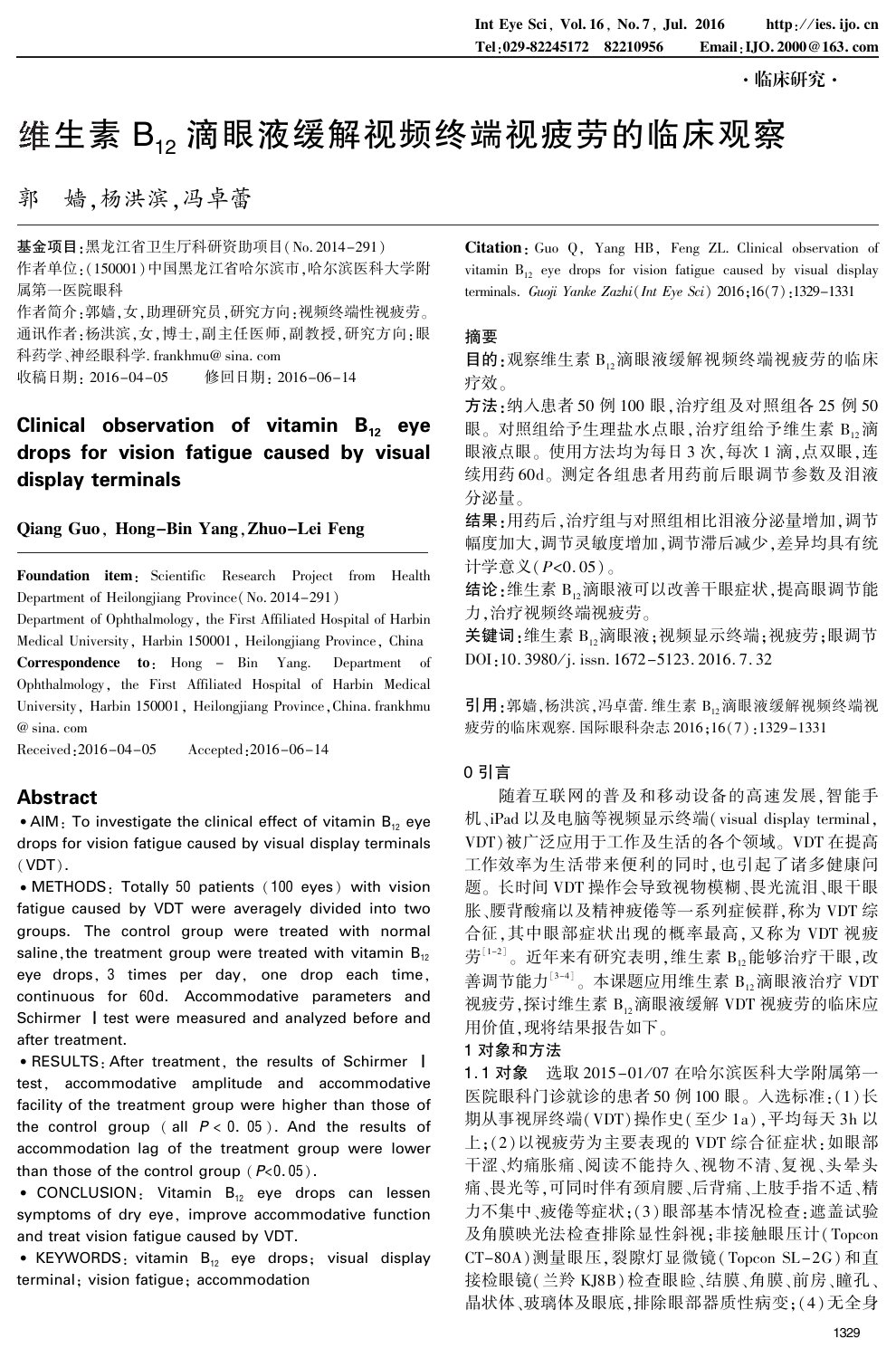·临床研究·

# 维生素 $B_{12}$ 滴眼液缓解视频终端视疲劳的临床观察

郭 嫱，杨洪滨，冯卓蕾

基金项目：黑龙江省卫生厅科研资助项目（No. 2014-291）

作者单位：(150001)中国黑龙江省哈尔滨市，哈尔滨医科大学附属第一医院眼科

作者简介：郭嫱，女，助理研究员，研究方向：视频终端性视疲劳。

通讯作者：杨洪滨，女，博士，副主任医师，副教授，研究方向：眼科药学、神经眼科学. frankhmu@ sina. com

收稿日期：2016-04-05　　修回日期：2016-06-14

## Clinical observation of vitamin $B_{12}$ eye drops for vision fatigue caused by visual display terminals

**Qiang Guo, Hong-Bin Yang, Zhuo-Lei Feng**

**Foundation item**: Scientific Research Project from Health Department of Heilongjiang Province (No. 2014-291)

Department of Ophthalmology, the First Affiliated Hospital of Harbin Medical University, Harbin 150001, Heilongjiang Province, China

**Correspondence to**: Hong - Bin Yang. Department of Ophthalmology, the First Affiliated Hospital of Harbin Medical University, Harbin 150001, Heilongjiang Province, China. frankhmu @ sina. com

Received: 2016-04-05　　Accepted: 2016-06-14

### Abstract

• AIM: To investigate the clinical effect of vitamin $B_{12}$ eye drops for vision fatigue caused by visual display terminals (VDT).

• METHODS: Totally 50 patients (100 eyes) with vision fatigue caused by VDT were averagely divided into two groups. The control group were treated with normal saline, the treatment group were treated with vitamin $B_{12}$ eye drops, 3 times per day, one drop each time, continuous for 60d. Accommodative parameters and Schirmer Ⅰ test were measured and analyzed before and after treatment.

• RESULTS: After treatment, the results of Schirmer Ⅰ test, accommodative amplitude and accommodative facility of the treatment group were higher than those of the control group (all $P<0.05$). And the results of accommodation lag of the treatment group were lower than those of the control group ($P<0.05$).

• CONCLUSION: Vitamin $B_{12}$ eye drops can lessen symptoms of dry eye, improve accommodative function and treat vision fatigue caused by VDT.

• KEYWORDS: vitamin $B_{12}$ eye drops; visual display terminal; vision fatigue; accommodation

**Citation**: Guo Q, Yang HB, Feng ZL. Clinical observation of vitamin $B_{12}$ eye drops for vision fatigue caused by visual display terminals. *Guoji Yanke Zazhi (Int Eye Sci)* 2016;16(7):1329-1331

### 摘要

**目的**：观察维生素 $B_{12}$ 滴眼液缓解视频终端视疲劳的临床疗效。

**方法**：纳入患者 50 例 100 眼，治疗组及对照组各 25 例 50 眼。对照组给予生理盐水点眼，治疗组给予维生素 $B_{12}$ 滴眼液点眼。使用方法均为每日 3 次，每次 1 滴，点双眼，连续用药 60d。测定各组患者用药前后眼调节参数及泪液分泌量。

**结果**：用药后，治疗组与对照组相比泪液分泌量增加，调节幅度加大，调节灵敏度增加，调节滞后减少，差异均具有统计学意义($P<0.05$)。

**结论**：维生素 $B_{12}$ 滴眼液可以改善干眼症状，提高眼调节能力，治疗视频终端视疲劳。

**关键词**：维生素 $B_{12}$ 滴眼液；视频显示终端；视疲劳；眼调节

DOI：10. 3980/j. issn. 1672-5123. 2016. 7. 32

**引用**：郭嫱，杨洪滨，冯卓蕾. 维生素 $B_{12}$ 滴眼液缓解视频终端视疲劳的临床观察. 国际眼科杂志 2016;16(7):1329-1331

## 0 引言

随着互联网的普及和移动设备的高速发展，智能手机、iPad 以及电脑等视频显示终端（visual display terminal, VDT）被广泛应用于工作及生活的各个领域。VDT 在提高工作效率为生活带来便利的同时，也引起了诸多健康问题。长时间 VDT 操作会导致视物模糊、畏光流泪、眼干眼胀、腰背酸痛以及精神疲倦等一系列症候群，称为 VDT 综合征，其中眼部症状出现的概率最高，又称为 VDT 视疲劳[1-2]。近年来有研究表明，维生素 $B_{12}$ 能够治疗干眼，改善调节功能[3-4]。本课题应用维生素 $B_{12}$ 滴眼液治疗 VDT 视疲劳，探讨维生素 $B_{12}$ 滴眼液缓解 VDT 视疲劳的临床应用价值，现将结果报告如下。

## 1 对象和方法

**1.1 对象** 选取 2015-01/07 在哈尔滨医科大学附属第一医院眼科门诊就诊的患者 50 例 100 眼。入选标准：(1)长期从事视屏终端（VDT）操作史（至少 1a），平均每天 3h 以上；(2)以视疲劳为主要表现的 VDT 综合征症状：如眼部干涩、灼痛胀痛、阅读不能持久、视物不清、复视、头晕头痛、畏光等，可同时伴有颈肩腰、后背痛、上肢手指不适、精力不集中、疲倦等症状；(3)眼部基本情况检查：遮盖试验及角膜映光法检查排除显性斜视；非接触眼压计（Topcon CT-80A）测量眼压，裂隙灯显微镜（Topcon SL-2G）和直接检眼镜（兰羚 KJ8B）检查眼睑、结膜、角膜、前房、瞳孔、晶状体、玻璃体及眼底，排除眼部器质性病变；(4)无全身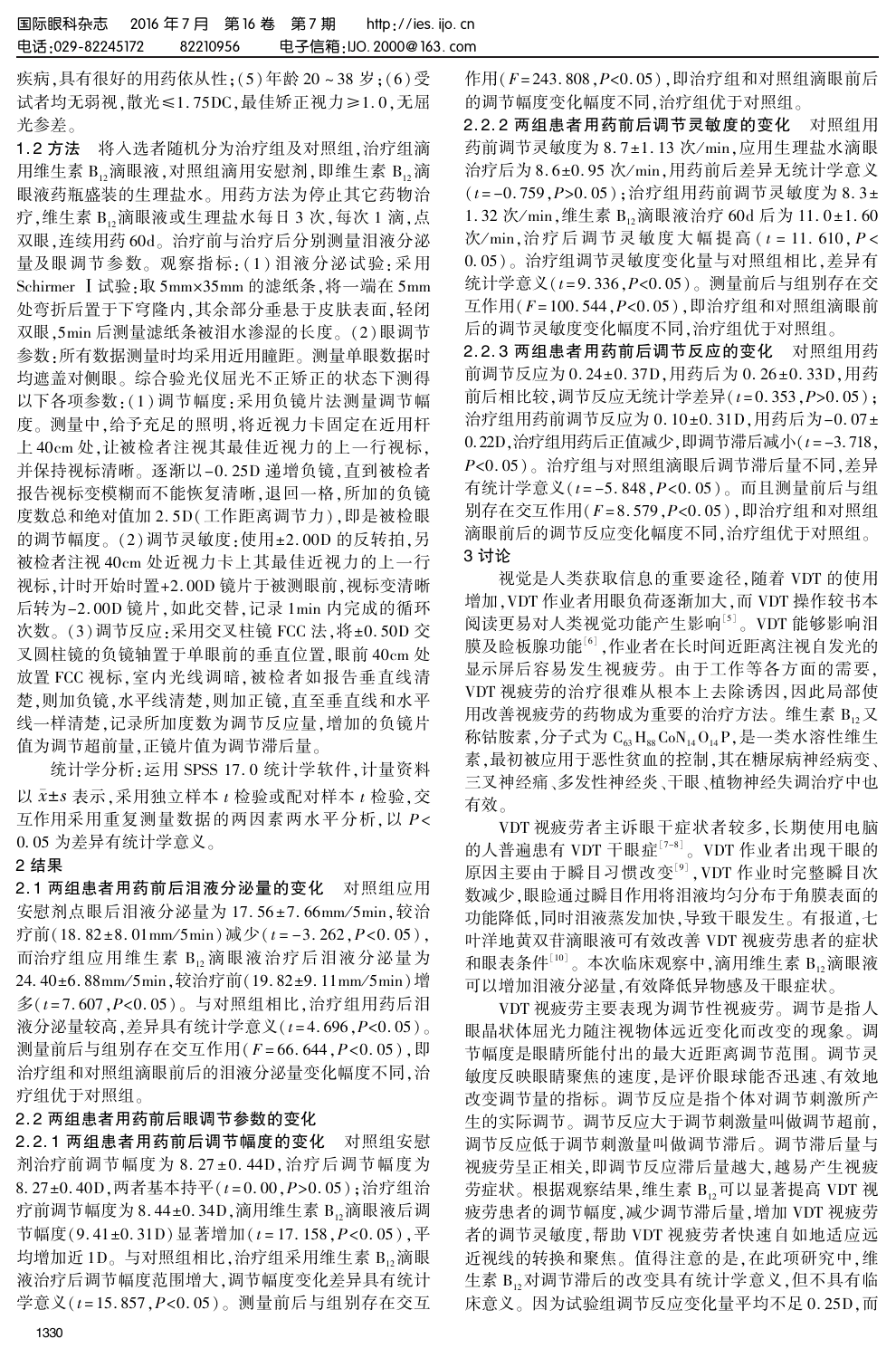疾病，具有很好的用药依从性；(5)年龄 20～38 岁；(6)受试者均无弱视，散光≤1.75DC，最佳矫正视力≥1.0，无屈光参差。

### 1.2 方法

将入选者随机分为治疗组及对照组，治疗组滴用维生素 $B_{12}$ 滴眼液，对照组滴用安慰剂，即维生素 $B_{12}$ 滴眼液药瓶盛装的生理盐水。用药方法为停止其它药物治疗，维生素 $B_{12}$ 滴眼液或生理盐水每日 3 次，每次 1 滴，点双眼，连续用药 60d。治疗前与治疗后分别测量泪液分泌量及眼调节参数。观察指标：(1)泪液分泌试验：采用 Schirmer Ⅰ试验：取 5mm×35mm 的滤纸条，将一端在 5mm 处弯折后置于下穹隆内，其余部分垂悬于皮肤表面，轻闭双眼，5min 后测量滤纸条被泪水渗湿的长度。(2)眼调节参数：所有数据测量时均采用近用瞳距。测量单眼数据时均遮盖对侧眼。综合验光仪屈光不正矫正的状态下测得以下各项参数：(1)调节幅度：采用负镜片法测量调节幅度。测量中，给予充足的照明，将近视力卡固定在近用杆上 40cm 处，让被检者注视其最佳近视力的上一行视标，并保持视标清晰。逐渐以-0.25D 递增负镜，直到被检者报告视标变模糊而不能恢复清晰，退回一格，所加的负镜度数总和绝对值加 2.5D(工作距离调节力)，即是被检眼的调节幅度。(2)调节灵敏度：使用±2.00D 的反转拍，另被检者注视 40cm 处近视力卡上其最佳近视力的上一行视标，计时开始时置+2.00D 镜片于被测眼前，视标变清晰后转为-2.00D 镜片，如此交替，记录 1min 内完成的循环次数。(3)调节反应：采用交叉柱镜 FCC 法，将±0.50D 交叉圆柱镜的负镜轴置于单眼前的垂直位置，眼前 40cm 处放置 FCC 视标，室内光线调暗，被检者如报告垂直线清楚，则加负镜，水平线清楚，则加正镜，直至垂直线和水平线一样清楚，记录所加度数为调节反应量，增加的负镜片值为调节超前量，正镜片值为调节滞后量。

统计学分析：运用 SPSS 17.0 统计学软件，计量资料以 $\bar{x}\pm s$ 表示，采用独立样本 $t$ 检验或配对样本 $t$ 检验，交互作用采用重复测量数据的两因素两水平分析，以 $P<0.05$ 为差异有统计学意义。

## 2 结果

### 2.1 两组患者用药前后泪液分泌量的变化

对照组应用安慰剂点眼后泪液分泌量为 17.56±7.66mm/5min，较治疗前(18.82±8.01mm/5min)减少($t=-3.262$，$P<0.05$)，而治疗组应用维生素 $B_{12}$ 滴眼液治疗后泪液分泌量为 24.40±6.88mm/5min，较治疗前(19.82±9.11mm/5min)增多($t=7.607$，$P<0.05$)。与对照组相比，治疗组用药后泪液分泌量较高，差异具有统计学意义($t=4.696$，$P<0.05$)。测量前后与组别存在交互作用($F=66.644$，$P<0.05$)，即治疗组和对照组滴眼前后的泪液分泌量变化幅度不同，治疗组优于对照组。

### 2.2 两组患者用药前后眼调节参数的变化

#### 2.2.1 两组患者用药前后调节幅度的变化

对照组安慰剂治疗前调节幅度为 8.27±0.44D，治疗后调节幅度为 8.27±0.40D，两者基本持平($t=0.00$，$P>0.05$)；治疗组治疗前调节幅度为 8.44±0.34D，滴用维生素 $B_{12}$ 滴眼液后调节幅度(9.41±0.31D)显著增加($t=17.158$，$P<0.05$)，平均增加近 1D。与对照组相比，治疗组采用维生素 $B_{12}$ 滴眼液治疗后调节幅度范围增大，调节幅度变化差异具有统计学意义($t=15.857$，$P<0.05$)。测量前后与组别存在交互作用($F=243.808$，$P<0.05$)，即治疗组和对照组滴眼前后的调节幅度变化幅度不同，治疗组优于对照组。

#### 2.2.2 两组患者用药前后调节灵敏度的变化

对照组用药前调节灵敏度为 8.7±1.13 次/min，应用生理盐水滴眼治疗后为 8.6±0.95 次/min，用药前后差异无统计学意义($t=-0.759$，$P>0.05$)；治疗组用药前调节灵敏度为 8.3±1.32 次/min，维生素 $B_{12}$ 滴眼液治疗 60d 后为 11.0±1.60 次/min，治疗后调节灵敏度大幅提高($t=11.610$，$P<0.05$)。治疗组调节灵敏度变化量与对照组相比，差异有统计学意义($t=9.336$，$P<0.05$)。测量前后与组别存在交互作用($F=100.544$，$P<0.05$)，即治疗组和对照组滴眼前后的调节灵敏度变化幅度不同，治疗组优于对照组。

#### 2.2.3 两组患者用药前后调节反应的变化

对照组用药前调节反应为 0.24±0.37D，用药后为 0.26±0.33D，用药前后相比较，调节反应无统计学差异($t=0.353$，$P>0.05$)；治疗组用药前调节反应为 0.10±0.31D，用药后为-0.07±0.22D，治疗组用药后正值减少，即调节滞后减小($t=-3.718$，$P<0.05$)。治疗组与对照组滴眼后调节滞后量不同，差异有统计学意义($t=-5.848$，$P<0.05$)。而且测量前后与组别存在交互作用($F=8.579$，$P<0.05$)，即治疗组和对照组滴眼前后的调节反应变化幅度不同，治疗组优于对照组。

## 3 讨论

视觉是人类获取信息的重要途径，随着 VDT 的使用增加，VDT 作业者用眼负荷逐渐加大，而 VDT 操作较书本阅读更易对人类视觉功能产生影响[5]。VDT 能够影响泪膜及睑板腺功能[6]，作业者在长时间近距离注视自发光的显示屏后容易发生视疲劳。由于工作等各方面的需要，VDT 视疲劳的治疗很难从根本上去除诱因，因此局部使用改善视疲劳的药物成为重要的治疗方法。维生素 $B_{12}$ 又称钴胺素，分子式为 $C_{63}H_{88}CoN_{14}O_{14}P$，是一类水溶性维生素，最初被应用于恶性贫血的控制，其在糖尿病神经病变、三叉神经痛、多发性神经炎、干眼、植物神经失调治疗中也有效。

VDT 视疲劳者主诉眼干症状者较多，长期使用电脑的人普遍患有 VDT 干眼症[7-8]。VDT 作业者出现干眼的原因主要由于瞬目习惯改变[9]，VDT 作业时完整瞬目次数减少，眼睑通过瞬目作用将泪液均匀分布于角膜表面的功能降低，同时泪液蒸发加快，导致干眼发生。有报道，七叶洋地黄双苷滴眼液可有效改善 VDT 视疲劳患者的症状和眼表条件[10]。本次临床观察中，滴用维生素 $B_{12}$ 滴眼液可以增加泪液分泌量，有效降低异物感及干眼症状。

VDT 视疲劳主要表现为调节性视疲劳。调节是指人眼晶状体屈光力随注视物体远近变化而改变的现象。调节幅度是眼睛所能付出的最大近距离调节范围。调节灵敏度反映眼睛聚焦的速度，是评价眼球能否迅速、有效地改变调节量的指标。调节反应是指个体对调节刺激所产生的实际调节。调节反应大于调节刺激量叫做调节超前，调节反应低于调节刺激量叫做调节滞后。调节滞后量与视疲劳呈正相关，即调节反应滞后量越大，越易产生视疲劳症状。根据观察结果，维生素 $B_{12}$ 可以显著提高 VDT 视疲劳患者的调节幅度，减少调节滞后量，增加 VDT 视疲劳者的调节灵敏度，帮助 VDT 视疲劳者快速自如地适应远近视线的转换和聚焦。值得注意的是，在此项研究中，维生素 $B_{12}$ 对调节滞后的改变具有统计学意义，但不具有临床意义。因为试验组调节反应变化量平均不足 0.25D，而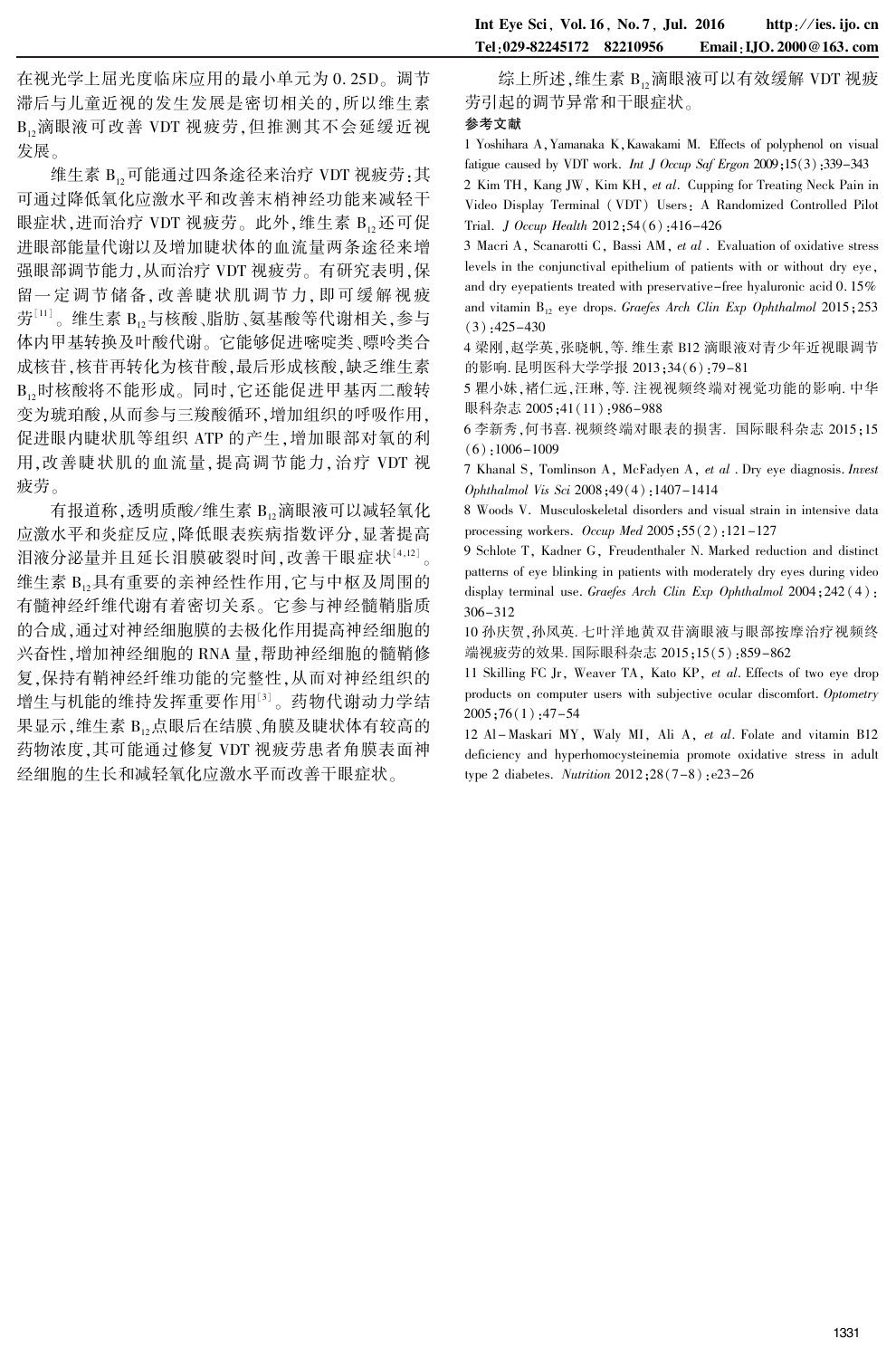在视光学上屈光度临床应用的最小单元为 0.25D。调节滞后与儿童近视的发生发展是密切相关的，所以维生素 $B_{12}$ 滴眼液可改善 VDT 视疲劳，但推测其不会延缓近视发展。

维生素 $B_{12}$ 可能通过四条途径来治疗 VDT 视疲劳：其可通过降低氧化应激水平和改善末梢神经功能来减轻干眼症状，进而治疗 VDT 视疲劳。此外，维生素 $B_{12}$ 还可促进眼部能量代谢以及增加睫状体的血流量两条途径来增强眼部调节能力，从而治疗 VDT 视疲劳。有研究表明，保留一定调节储备，改善睫状肌调节力，即可缓解视疲劳[11]。维生素 $B_{12}$ 与核酸、脂肪、氨基酸等代谢相关，参与体内甲基转换及叶酸代谢。它能够促进嘧啶类、嘌呤类合成核苷，核苷再转化为核苷酸，最后形成核酸，缺乏维生素 $B_{12}$ 时核酸将不能形成。同时，它还能促进甲基丙二酸转变为琥珀酸，从而参与三羧酸循环，增加组织的呼吸作用，促进眼内睫状肌等组织 ATP 的产生，增加眼部对氧的利用，改善睫状肌的血流量，提高调节能力，治疗 VDT 视疲劳。

有报道称，透明质酸/维生素 $B_{12}$ 滴眼液可以减轻氧化应激水平和炎症反应，降低眼表疾病指数评分，显著提高泪液分泌量并且延长泪膜破裂时间，改善干眼症状[4,12]。维生素 $B_{12}$ 具有重要的亲神经性作用，它与中枢及周围的有髓神经纤维代谢有着密切关系。它参与神经髓鞘脂质的合成，通过对神经细胞膜的去极化作用提高神经细胞的兴奋性，增加神经细胞的 RNA 量，帮助神经细胞的髓鞘修复，保持有鞘神经纤维功能的完整性，从而对神经组织的增生与机能的维持发挥重要作用[3]。药物代谢动力学结果显示，维生素 $B_{12}$ 点眼后在结膜、角膜及睫状体有较高的药物浓度，其可能通过修复 VDT 视疲劳患者角膜表面神经细胞的生长和减轻氧化应激水平而改善干眼症状。

综上所述，维生素 $B_{12}$ 滴眼液可以有效缓解 VDT 视疲劳引起的调节异常和干眼症状。

**参考文献**

1 Yoshihara A, Yamanaka K, Kawakami M. Effects of polyphenol on visual fatigue caused by VDT work. *Int J Occup Saf Ergon* 2009;15(3):339-343

2 Kim TH, Kang JW, Kim KH, *et al*. Cupping for Treating Neck Pain in Video Display Terminal (VDT) Users: A Randomized Controlled Pilot Trial. *J Occup Health* 2012;54(6):416-426

3 Macri A, Scanarotti C, Bassi AM, *et al*. Evaluation of oxidative stress levels in the conjunctival epithelium of patients with or without dry eye, and dry eyepatients treated with preservative-free hyaluronic acid 0.15% and vitamin $B_{12}$ eye drops. *Graefes Arch Clin Exp Ophthalmol* 2015;253(3):425-430

4 梁刚，赵学英，张晓帆，等. 维生素 B12 滴眼液对青少年近视眼调节的影响. 昆明医科大学学报 2013;34(6):79-81

5 瞿小妹，褚仁远，汪琳，等. 注视视频终端对视觉功能的影响. 中华眼科杂志 2005;41(11):986-988

6 李新秀，何书喜. 视频终端对眼表的损害. 国际眼科杂志 2015;15(6):1006-1009

7 Khanal S, Tomlinson A, McFadyen A, *et al*. Dry eye diagnosis. *Invest Ophthalmol Vis Sci* 2008;49(4):1407-1414

8 Woods V. Musculoskeletal disorders and visual strain in intensive data processing workers. *Occup Med* 2005;55(2):121-127

9 Schlote T, Kadner G, Freudenthaler N. Marked reduction and distinct patterns of eye blinking in patients with moderately dry eyes during video display terminal use. *Graefes Arch Clin Exp Ophthalmol* 2004;242(4):306-312

10 孙庆贺，孙凤英. 七叶洋地黄双苷滴眼液与眼部按摩治疗视频终端视疲劳的效果. 国际眼科杂志 2015;15(5):859-862

11 Skilling FC Jr, Weaver TA, Kato KP, *et al*. Effects of two eye drop products on computer users with subjective ocular discomfort. *Optometry* 2005;76(1):47-54

12 Al-Maskari MY, Waly MI, Ali A, *et al*. Folate and vitamin B12 deficiency and hyperhomocysteinemia promote oxidative stress in adult type 2 diabetes. *Nutrition* 2012;28(7-8):e23-26